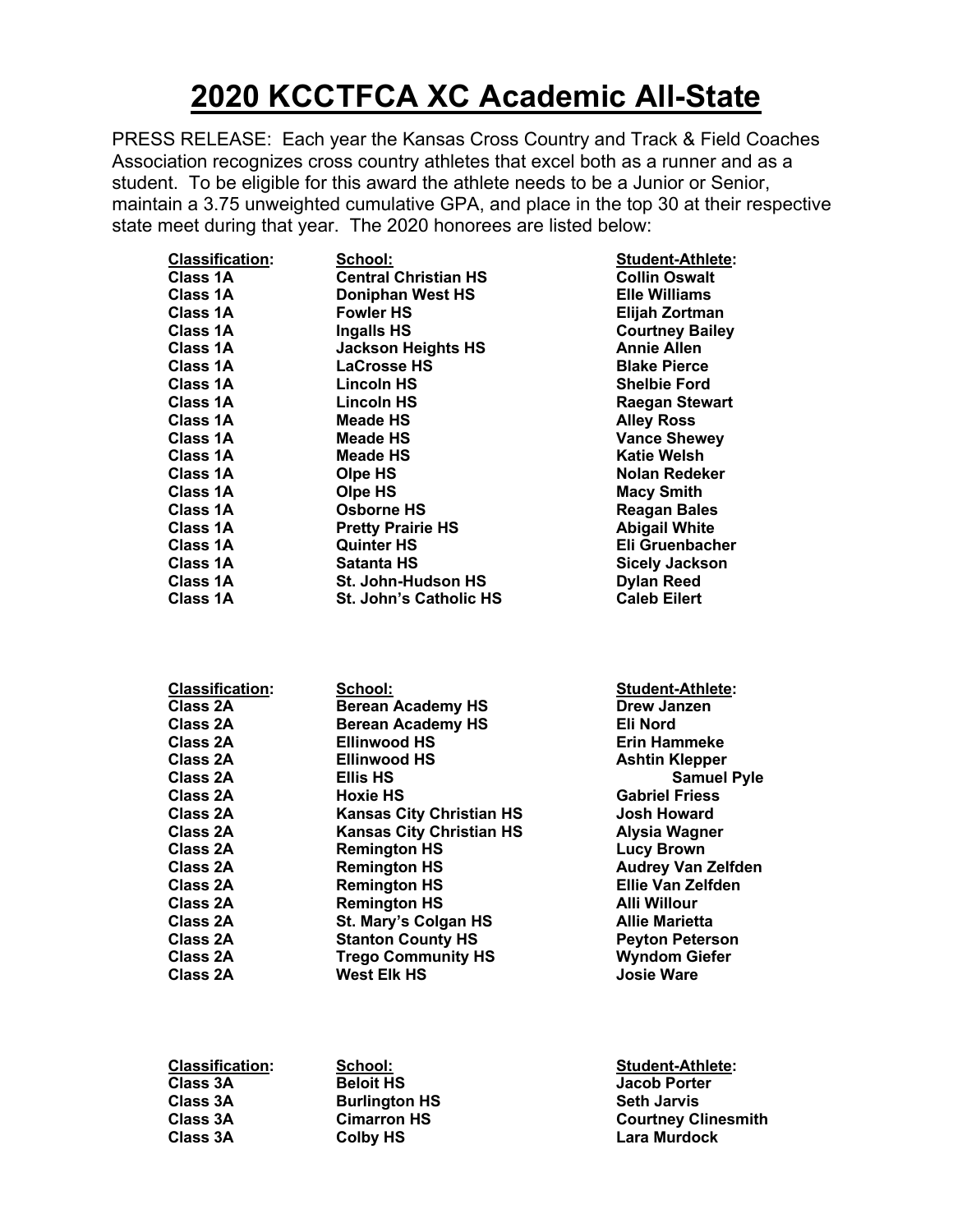# 2020 KCCTFCA XC Academic All-State

PRESS RELEASE: Each year the Kansas Cross Country and Track & Field Coaches Association recognizes cross country athletes that excel both as a runner and as a student. To be eligible for this award the athlete needs to be a Junior or Senior, maintain a 3.75 unweighted cumulative GPA, and place in the top 30 at their respective state meet during that year. The 2020 honorees are listed below:

| Classification: | School: | Student-Athlete: |
|---|---|---|
| Class 1A | Central Christian HS | Collin Oswalt |
| Class 1A | Doniphan West HS | Elle Williams |
| Class 1A | Fowler HS | Elijah Zortman |
| Class 1A | Ingalls HS | Courtney Bailey |
| Class 1A | Jackson Heights HS | Annie Allen |
| Class 1A | LaCrosse HS | Blake Pierce |
| Class 1A | Lincoln HS | Shelbie Ford |
| Class 1A | Lincoln HS | Raegan Stewart |
| Class 1A | Meade HS | Alley Ross |
| Class 1A | Meade HS | Vance Shewey |
| Class 1A | Meade HS | Katie Welsh |
| Class 1A | Olpe HS | Nolan Redeker |
| Class 1A | Olpe HS | Macy Smith |
| Class 1A | Osborne HS | Reagan Bales |
| Class 1A | Pretty Prairie HS | Abigail White |
| Class 1A | Quinter HS | Eli Gruenbacher |
| Class 1A | Satanta HS | Sicely Jackson |
| Class 1A | St. John-Hudson HS | Dylan Reed |
| Class 1A | St. John's Catholic HS | Caleb Eilert |

| Classification: | School: | Student-Athlete: |
|---|---|---|
| Class 2A | Berean Academy HS | Drew Janzen |
| Class 2A | Berean Academy HS | Eli Nord |
| Class 2A | Ellinwood HS | Erin Hammeke |
| Class 2A | Ellinwood HS | Ashtin Klepper |
| Class 2A | Ellis HS | Samuel Pyle |
| Class 2A | Hoxie HS | Gabriel Friess |
| Class 2A | Kansas City Christian HS | Josh Howard |
| Class 2A | Kansas City Christian HS | Alysia Wagner |
| Class 2A | Remington HS | Lucy Brown |
| Class 2A | Remington HS | Audrey Van Zelfden |
| Class 2A | Remington HS | Ellie Van Zelfden |
| Class 2A | Remington HS | Alli Willour |
| Class 2A | St. Mary's Colgan HS | Allie Marietta |
| Class 2A | Stanton County HS | Peyton Peterson |
| Class 2A | Trego Community HS | Wyndom Giefer |
| Class 2A | West Elk HS | Josie Ware |

| Classification: | School: | Student-Athlete: |
|---|---|---|
| Class 3A | Beloit HS | Jacob Porter |
| Class 3A | Burlington HS | Seth Jarvis |
| Class 3A | Cimarron HS | Courtney Clinesmith |
| Class 3A | Colby HS | Lara Murdock |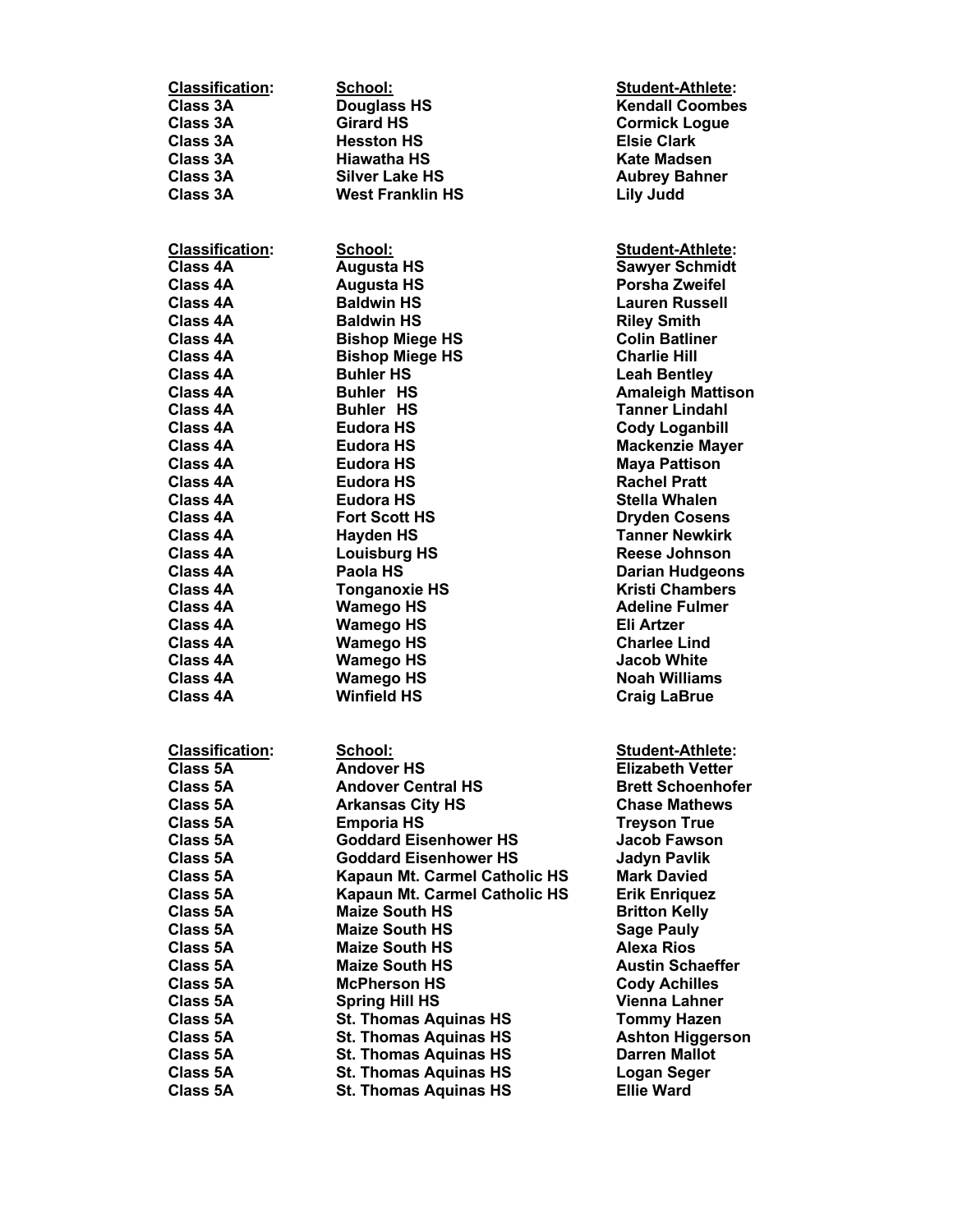| Classification: | School: | Student-Athlete: |
| --- | --- | --- |
| Class 3A | Douglass HS | Kendall Coombes |
| Class 3A | Girard HS | Cormick Logue |
| Class 3A | Hesston HS | Elsie Clark |
| Class 3A | Hiawatha HS | Kate Madsen |
| Class 3A | Silver Lake HS | Aubrey Bahner |
| Class 3A | West Franklin HS | Lily Judd |

| Classification: | School: | Student-Athlete: |
| --- | --- | --- |
| Class 4A | Augusta HS | Sawyer Schmidt |
| Class 4A | Augusta HS | Porsha Zweifel |
| Class 4A | Baldwin HS | Lauren Russell |
| Class 4A | Baldwin HS | Riley Smith |
| Class 4A | Bishop Miege HS | Colin Batliner |
| Class 4A | Bishop Miege HS | Charlie Hill |
| Class 4A | Buhler HS | Leah Bentley |
| Class 4A | Buhler HS | Amaleigh Mattison |
| Class 4A | Buhler HS | Tanner Lindahl |
| Class 4A | Eudora HS | Cody Loganbill |
| Class 4A | Eudora HS | Mackenzie Mayer |
| Class 4A | Eudora HS | Maya Pattison |
| Class 4A | Eudora HS | Rachel Pratt |
| Class 4A | Eudora HS | Stella Whalen |
| Class 4A | Fort Scott HS | Dryden Cosens |
| Class 4A | Hayden HS | Tanner Newkirk |
| Class 4A | Louisburg HS | Reese Johnson |
| Class 4A | Paola HS | Darian Hudgeons |
| Class 4A | Tonganoxie HS | Kristi Chambers |
| Class 4A | Wamego HS | Adeline Fulmer |
| Class 4A | Wamego HS | Eli Artzer |
| Class 4A | Wamego HS | Charlee Lind |
| Class 4A | Wamego HS | Jacob White |
| Class 4A | Wamego HS | Noah Williams |
| Class 4A | Winfield HS | Craig LaBrue |

| Classification: | School: | Student-Athlete: |
| --- | --- | --- |
| Class 5A | Andover HS | Elizabeth Vetter |
| Class 5A | Andover Central HS | Brett Schoenhofer |
| Class 5A | Arkansas City HS | Chase Mathews |
| Class 5A | Emporia HS | Treyson True |
| Class 5A | Goddard Eisenhower HS | Jacob Fawson |
| Class 5A | Goddard Eisenhower HS | Jadyn Pavlik |
| Class 5A | Kapaun Mt. Carmel Catholic HS | Mark Davied |
| Class 5A | Kapaun Mt. Carmel Catholic HS | Erik Enriquez |
| Class 5A | Maize South HS | Britton Kelly |
| Class 5A | Maize South HS | Sage Pauly |
| Class 5A | Maize South HS | Alexa Rios |
| Class 5A | Maize South HS | Austin Schaeffer |
| Class 5A | McPherson HS | Cody Achilles |
| Class 5A | Spring Hill HS | Vienna Lahner |
| Class 5A | St. Thomas Aquinas HS | Tommy Hazen |
| Class 5A | St. Thomas Aquinas HS | Ashton Higgerson |
| Class 5A | St. Thomas Aquinas HS | Darren Mallot |
| Class 5A | St. Thomas Aquinas HS | Logan Seger |
| Class 5A | St. Thomas Aquinas HS | Ellie Ward |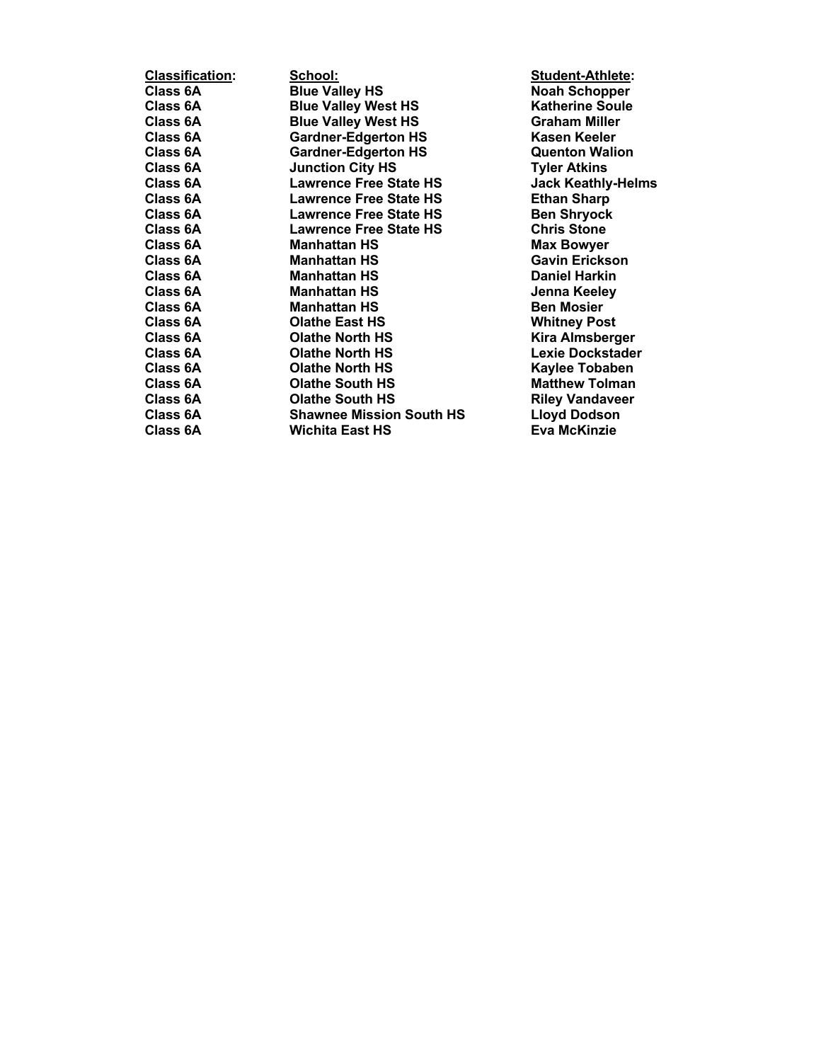| Classification: | School: | Student-Athlete: |
| --- | --- | --- |
| Class 6A | Blue Valley HS | Noah Schopper |
| Class 6A | Blue Valley West HS | Katherine Soule |
| Class 6A | Blue Valley West HS | Graham Miller |
| Class 6A | Gardner-Edgerton HS | Kasen Keeler |
| Class 6A | Gardner-Edgerton HS | Quenton Walion |
| Class 6A | Junction City HS | Tyler Atkins |
| Class 6A | Lawrence Free State HS | Jack Keathly-Helms |
| Class 6A | Lawrence Free State HS | Ethan Sharp |
| Class 6A | Lawrence Free State HS | Ben Shryock |
| Class 6A | Lawrence Free State HS | Chris Stone |
| Class 6A | Manhattan HS | Max Bowyer |
| Class 6A | Manhattan HS | Gavin Erickson |
| Class 6A | Manhattan HS | Daniel Harkin |
| Class 6A | Manhattan HS | Jenna Keeley |
| Class 6A | Manhattan HS | Ben Mosier |
| Class 6A | Olathe East HS | Whitney Post |
| Class 6A | Olathe North HS | Kira Almsberger |
| Class 6A | Olathe North HS | Lexie Dockstader |
| Class 6A | Olathe North HS | Kaylee Tobaben |
| Class 6A | Olathe South HS | Matthew Tolman |
| Class 6A | Olathe South HS | Riley Vandaveer |
| Class 6A | Shawnee Mission South HS | Lloyd Dodson |
| Class 6A | Wichita East HS | Eva McKinzie |